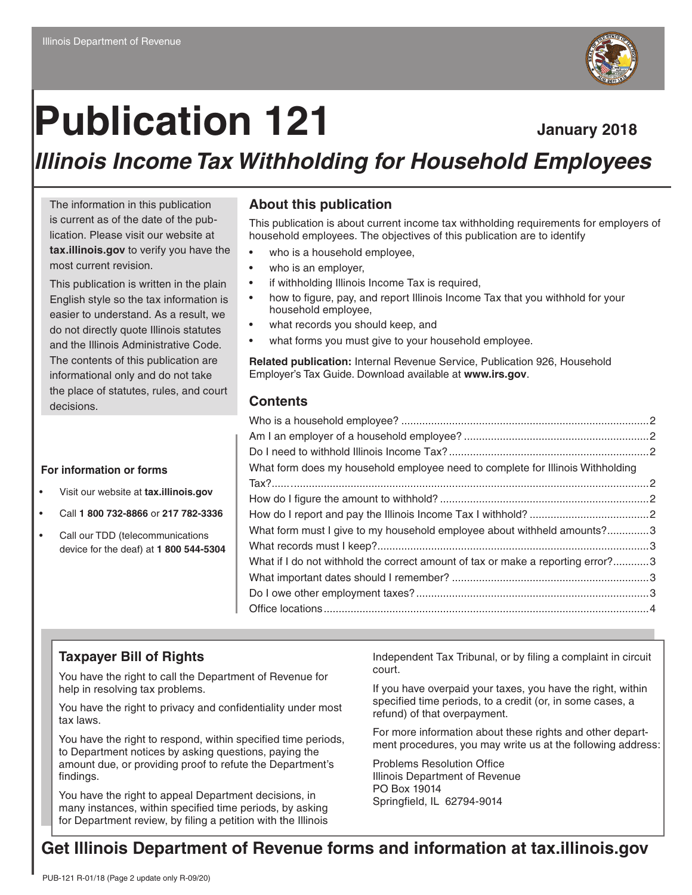Illinois Department of Revenue

# Publication 121

**January 2018**

## *Illinois Income Tax Withholding for Household Employees*

The information in this publication is current as of the date of the publication. Please visit our website at **tax.illinois.gov** to verify you have the most current revision.

This publication is written in the plain English style so the tax information is easier to understand. As a result, we do not directly quote Illinois statutes and the Illinois Administrative Code. The contents of this publication are informational only and do not take the place of statutes, rules, and court decisions.

### About this publication

This publication is about current income tax withholding requirements for employers of household employees. The objectives of this publication are to identify

- who is a household employee,
- who is an employer,
- if withholding Illinois Income Tax is required,
- how to figure, pay, and report Illinois Income Tax that you withhold for your household employee,
- what records you should keep, and
- what forms you must give to your household employee.

**Related publication:** Internal Revenue Service, Publication 926, Household Employer's Tax Guide. Download available at **www.irs.gov**.

### For information or forms

- Visit our website at **tax.illinois.gov**
- Call **1 800 732-8866** or **217 782-3336**
- Call our TDD (telecommunications device for the deaf) at **1 800 544-5304**

### Contents

Who is a household employee? ....... 2
Am I an employer of a household employee? ....... 2
Do I need to withhold Illinois Income Tax? ....... 2
What form does my household employee need to complete for Illinois Withholding Tax? ....... 2
How do I figure the amount to withhold? ....... 2
How do I report and pay the Illinois Income Tax I withhold? ....... 2
What form must I give to my household employee about withheld amounts? ....... 3
What records must I keep? ....... 3
What if I do not withhold the correct amount of tax or make a reporting error? ....... 3
What important dates should I remember? ....... 3
Do I owe other employment taxes? ....... 3
Office locations ....... 4

### Taxpayer Bill of Rights

You have the right to call the Department of Revenue for help in resolving tax problems.

You have the right to privacy and confidentiality under most tax laws.

You have the right to respond, within specified time periods, to Department notices by asking questions, paying the amount due, or providing proof to refute the Department's findings.

You have the right to appeal Department decisions, in many instances, within specified time periods, by asking for Department review, by filing a petition with the Illinois Independent Tax Tribunal, or by filing a complaint in circuit court.

If you have overpaid your taxes, you have the right, within specified time periods, to a credit (or, in some cases, a refund) of that overpayment.

For more information about these rights and other department procedures, you may write us at the following address:

Problems Resolution Office
Illinois Department of Revenue
PO Box 19014
Springfield, IL 62794-9014

## Get Illinois Department of Revenue forms and information at tax.illinois.gov

PUB-121 R-01/18 (Page 2 update only R-09/20)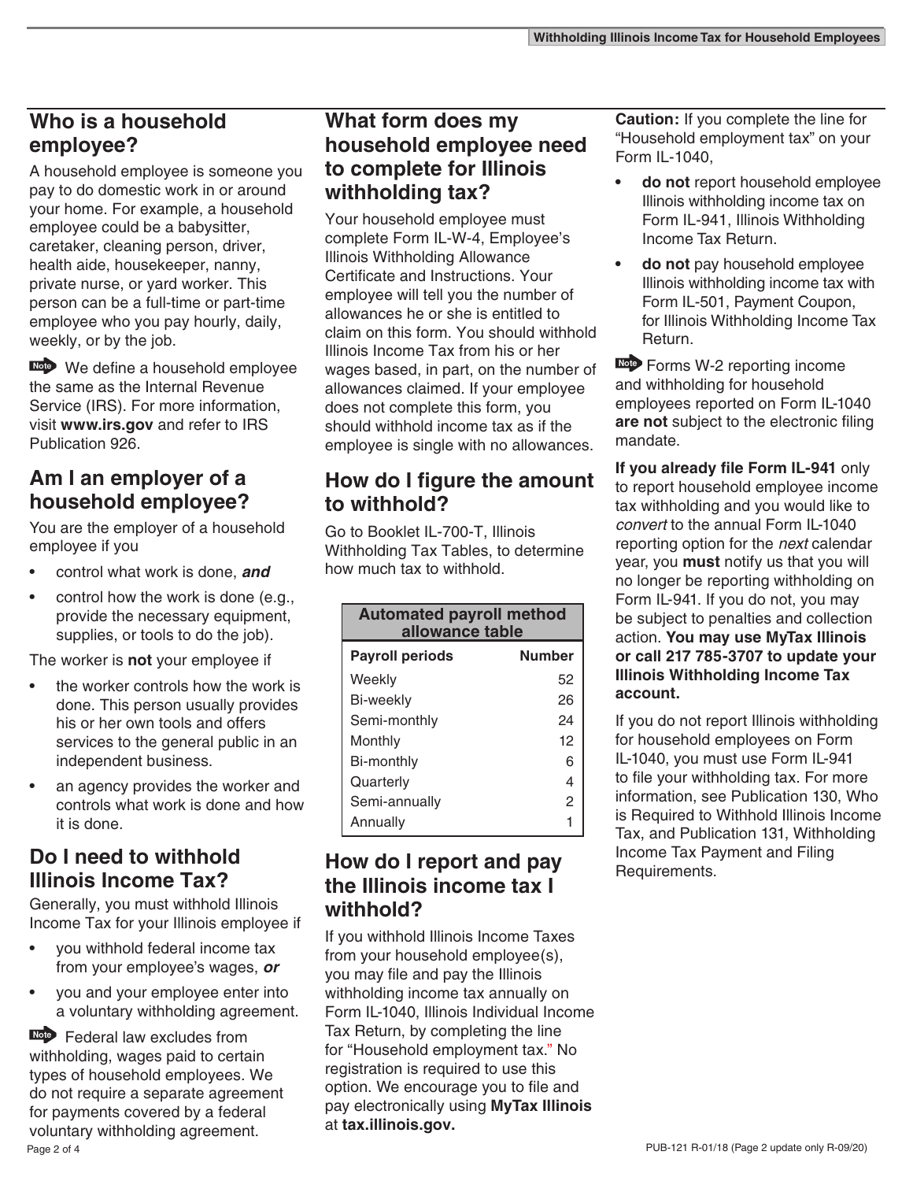## Who is a household employee?

A household employee is someone you pay to do domestic work in or around your home. For example, a household employee could be a babysitter, caretaker, cleaning person, driver, health aide, housekeeper, nanny, private nurse, or yard worker. This person can be a full-time or part-time employee who you pay hourly, daily, weekly, or by the job.

Note We define a household employee the same as the Internal Revenue Service (IRS). For more information, visit **www.irs.gov** and refer to IRS Publication 926.

## Am I an employer of a household employee?

You are the employer of a household employee if you

- control what work is done, ***and***
- control how the work is done (e.g., provide the necessary equipment, supplies, or tools to do the job).

The worker is **not** your employee if

- the worker controls how the work is done. This person usually provides his or her own tools and offers services to the general public in an independent business.
- an agency provides the worker and controls what work is done and how it is done.

## Do I need to withhold Illinois Income Tax?

Generally, you must withhold Illinois Income Tax for your Illinois employee if

- you withhold federal income tax from your employee's wages, ***or***
- you and your employee enter into a voluntary withholding agreement.

Note Federal law excludes from withholding, wages paid to certain types of household employees. We do not require a separate agreement for payments covered by a federal voluntary withholding agreement.

## What form does my household employee need to complete for Illinois withholding tax?

Your household employee must complete Form IL-W-4, Employee's Illinois Withholding Allowance Certificate and Instructions. Your employee will tell you the number of allowances he or she is entitled to claim on this form. You should withhold Illinois Income Tax from his or her wages based, in part, on the number of allowances claimed. If your employee does not complete this form, you should withhold income tax as if the employee is single with no allowances.

## How do I figure the amount to withhold?

Go to Booklet IL-700-T, Illinois Withholding Tax Tables, to determine how much tax to withhold.

| **Automated payroll method allowance table** | |
|---|---|
| **Payroll periods** | **Number** |
| Weekly | 52 |
| Bi-weekly | 26 |
| Semi-monthly | 24 |
| Monthly | 12 |
| Bi-monthly | 6 |
| Quarterly | 4 |
| Semi-annually | 2 |
| Annually | 1 |

## How do I report and pay the Illinois income tax I withhold?

If you withhold Illinois Income Taxes from your household employee(s), you may file and pay the Illinois withholding income tax annually on Form IL-1040, Illinois Individual Income Tax Return, by completing the line for "Household employment tax." No registration is required to use this option. We encourage you to file and pay electronically using **MyTax Illinois** at **tax.illinois.gov.**

**Caution:** If you complete the line for "Household employment tax" on your Form IL-1040,

- **do not** report household employee Illinois withholding income tax on Form IL-941, Illinois Withholding Income Tax Return.
- **do not** pay household employee Illinois withholding income tax with Form IL-501, Payment Coupon, for Illinois Withholding Income Tax Return.

Note Forms W-2 reporting income and withholding for household employees reported on Form IL-1040 **are not** subject to the electronic filing mandate.

**If you already file Form IL-941** only to report household employee income tax withholding and you would like to *convert* to the annual Form IL-1040 reporting option for the *next* calendar year, you **must** notify us that you will no longer be reporting withholding on Form IL-941. If you do not, you may be subject to penalties and collection action. **You may use MyTax Illinois or call 217 785-3707 to update your Illinois Withholding Income Tax account.**

If you do not report Illinois withholding for household employees on Form IL-1040, you must use Form IL-941 to file your withholding tax. For more information, see Publication 130, Who is Required to Withhold Illinois Income Tax, and Publication 131, Withholding Income Tax Payment and Filing Requirements.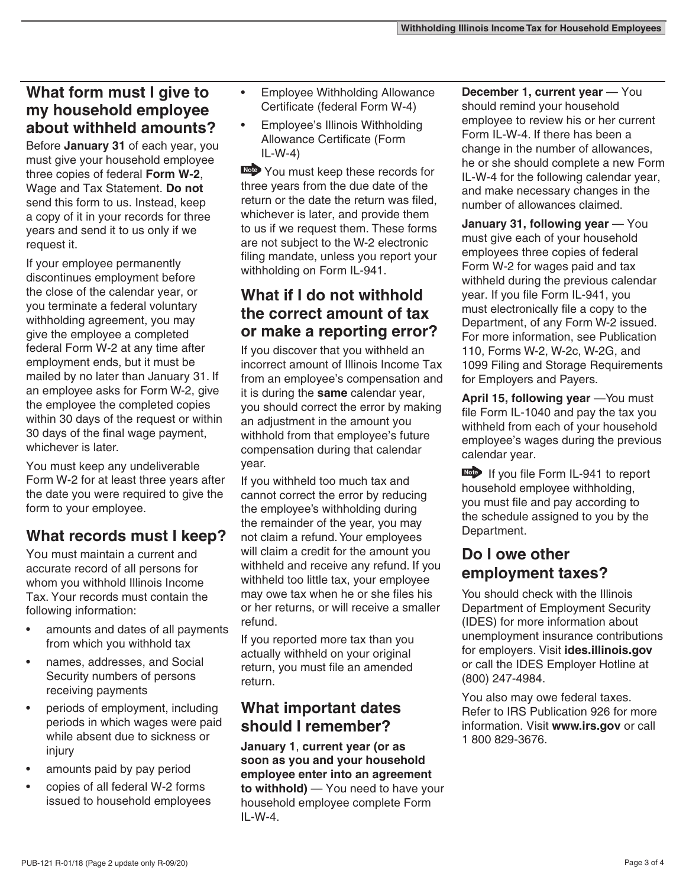## What form must I give to my household employee about withheld amounts?

Before **January 31** of each year, you must give your household employee three copies of federal **Form W-2**, Wage and Tax Statement. **Do not** send this form to us. Instead, keep a copy of it in your records for three years and send it to us only if we request it.

If your employee permanently discontinues employment before the close of the calendar year, or you terminate a federal voluntary withholding agreement, you may give the employee a completed federal Form W-2 at any time after employment ends, but it must be mailed by no later than January 31. If an employee asks for Form W-2, give the employee the completed copies within 30 days of the request or within 30 days of the final wage payment, whichever is later.

You must keep any undeliverable Form W-2 for at least three years after the date you were required to give the form to your employee.

## What records must I keep?

You must maintain a current and accurate record of all persons for whom you withhold Illinois Income Tax. Your records must contain the following information:

- amounts and dates of all payments from which you withhold tax
- names, addresses, and Social Security numbers of persons receiving payments
- periods of employment, including periods in which wages were paid while absent due to sickness or injury
- amounts paid by pay period
- copies of all federal W-2 forms issued to household employees
- Employee Withholding Allowance Certificate (federal Form W-4)
- Employee's Illinois Withholding Allowance Certificate (Form IL-W-4)

**Note** You must keep these records for three years from the due date of the return or the date the return was filed, whichever is later, and provide them to us if we request them. These forms are not subject to the W-2 electronic filing mandate, unless you report your withholding on Form IL-941.

## What if I do not withhold the correct amount of tax or make a reporting error?

If you discover that you withheld an incorrect amount of Illinois Income Tax from an employee's compensation and it is during the **same** calendar year, you should correct the error by making an adjustment in the amount you withhold from that employee's future compensation during that calendar year.

If you withheld too much tax and cannot correct the error by reducing the employee's withholding during the remainder of the year, you may not claim a refund. Your employees will claim a credit for the amount you withheld and receive any refund. If you withheld too little tax, your employee may owe tax when he or she files his or her returns, or will receive a smaller refund.

If you reported more tax than you actually withheld on your original return, you must file an amended return.

## What important dates should I remember?

**January 1, current year (or as soon as you and your household employee enter into an agreement to withhold)** — You need to have your household employee complete Form IL-W-4.

**December 1, current year** — You should remind your household employee to review his or her current Form IL-W-4. If there has been a change in the number of allowances, he or she should complete a new Form IL-W-4 for the following calendar year, and make necessary changes in the number of allowances claimed.

**January 31, following year** — You must give each of your household employees three copies of federal Form W-2 for wages paid and tax withheld during the previous calendar year. If you file Form IL-941, you must electronically file a copy to the Department, of any Form W-2 issued. For more information, see Publication 110, Forms W-2, W-2c, W-2G, and 1099 Filing and Storage Requirements for Employers and Payers.

**April 15, following year** —You must file Form IL-1040 and pay the tax you withheld from each of your household employee's wages during the previous calendar year.

**Note** If you file Form IL-941 to report household employee withholding, you must file and pay according to the schedule assigned to you by the Department.

## Do I owe other employment taxes?

You should check with the Illinois Department of Employment Security (IDES) for more information about unemployment insurance contributions for employers. Visit **ides.illinois.gov** or call the IDES Employer Hotline at (800) 247-4984.

You also may owe federal taxes. Refer to IRS Publication 926 for more information. Visit **www.irs.gov** or call 1 800 829-3676.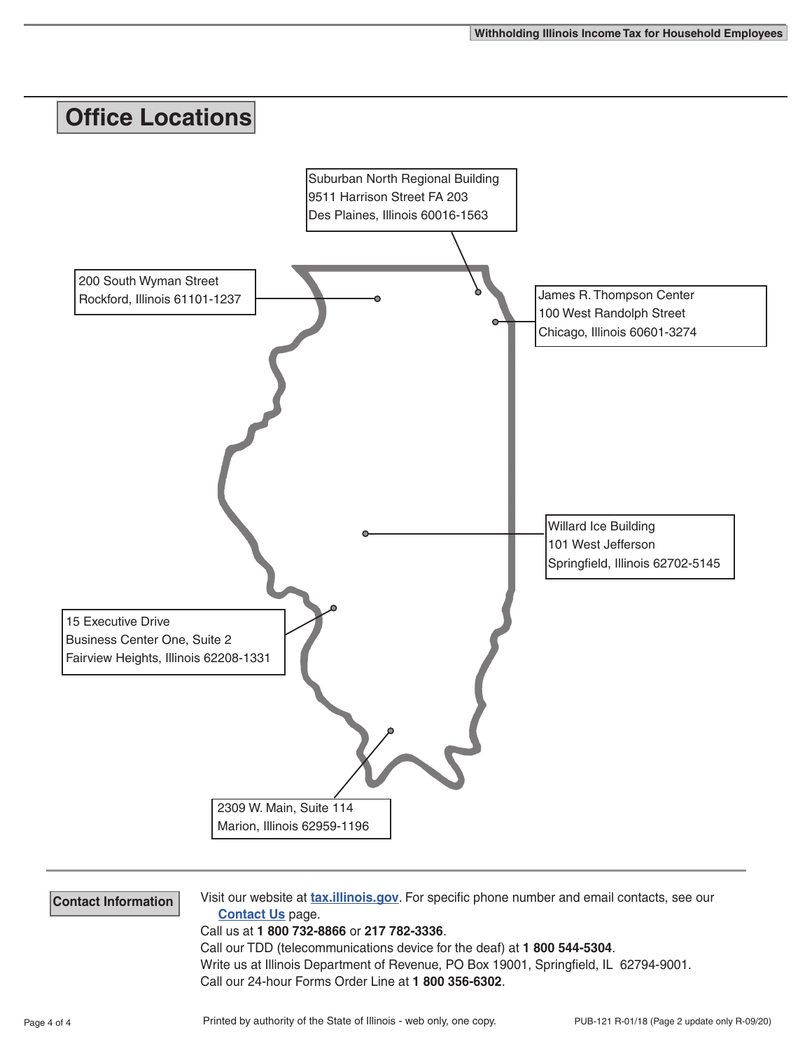## Office Locations

Suburban North Regional Building
9511 Harrison Street FA 203
Des Plaines, Illinois 60016-1563

200 South Wyman Street
Rockford, Illinois 61101-1237

James R. Thompson Center
100 West Randolph Street
Chicago, Illinois 60601-3274

Willard Ice Building
101 West Jefferson
Springfield, Illinois 62702-5145

15 Executive Drive
Business Center One, Suite 2
Fairview Heights, Illinois 62208-1331

2309 W. Main, Suite 114
Marion, Illinois 62959-1196

**Contact Information**

Visit our website at **tax.illinois.gov**. For specific phone number and email contacts, see our **Contact Us** page.

Call us at **1 800 732-8866** or **217 782-3336**.

Call our TDD (telecommunications device for the deaf) at **1 800 544-5304**.

Write us at Illinois Department of Revenue, PO Box 19001, Springfield, IL 62794-9001.

Call our 24-hour Forms Order Line at **1 800 356-6302**.

Printed by authority of the State of Illinois - web only, one copy.

PUB-121 R-01/18 (Page 2 update only R-09/20)